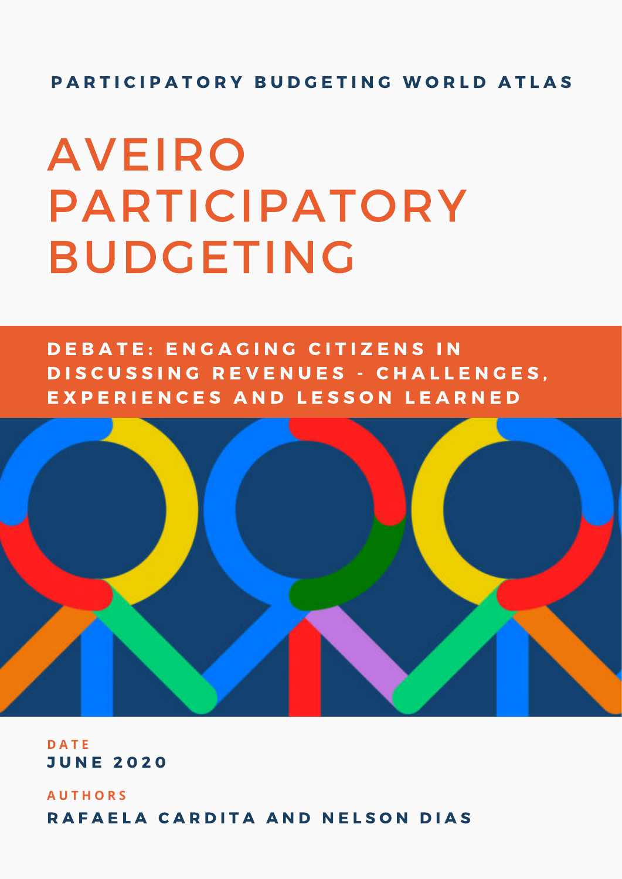PARTICIPATORY BUDGETING WORLD ATLAS

# AVEIRO PARTICIPATORY BUDGETING

## DEBATE: ENGAGING CITIZENS IN DISCUSSING REVENUES - CHALLENGES, EXPERIENCES AND LESSON LEARNED

DATE

**JUNE 2020**

AUTHORS

**RAFAELA CARDITA AND NELSON DIAS**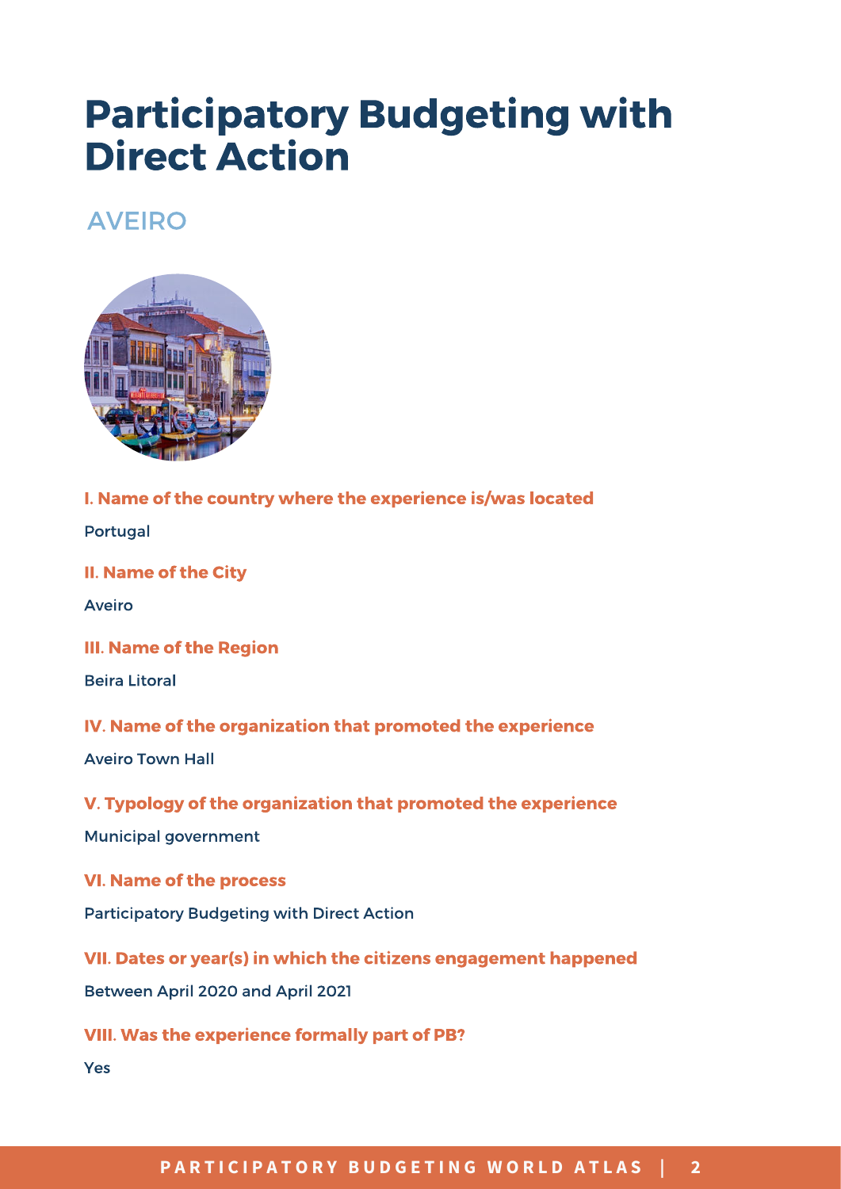# Participatory Budgeting with Direct Action

## AVEIRO

### I. Name of the country where the experience is/was located

Portugal

### II. Name of the City

Aveiro

### III. Name of the Region

Beira Litoral

### IV. Name of the organization that promoted the experience

Aveiro Town Hall

### V. Typology of the organization that promoted the experience

Municipal government

### VI. Name of the process

Participatory Budgeting with Direct Action

### VII. Dates or year(s) in which the citizens engagement happened

Between April 2020 and April 2021

### VIII. Was the experience formally part of PB?

Yes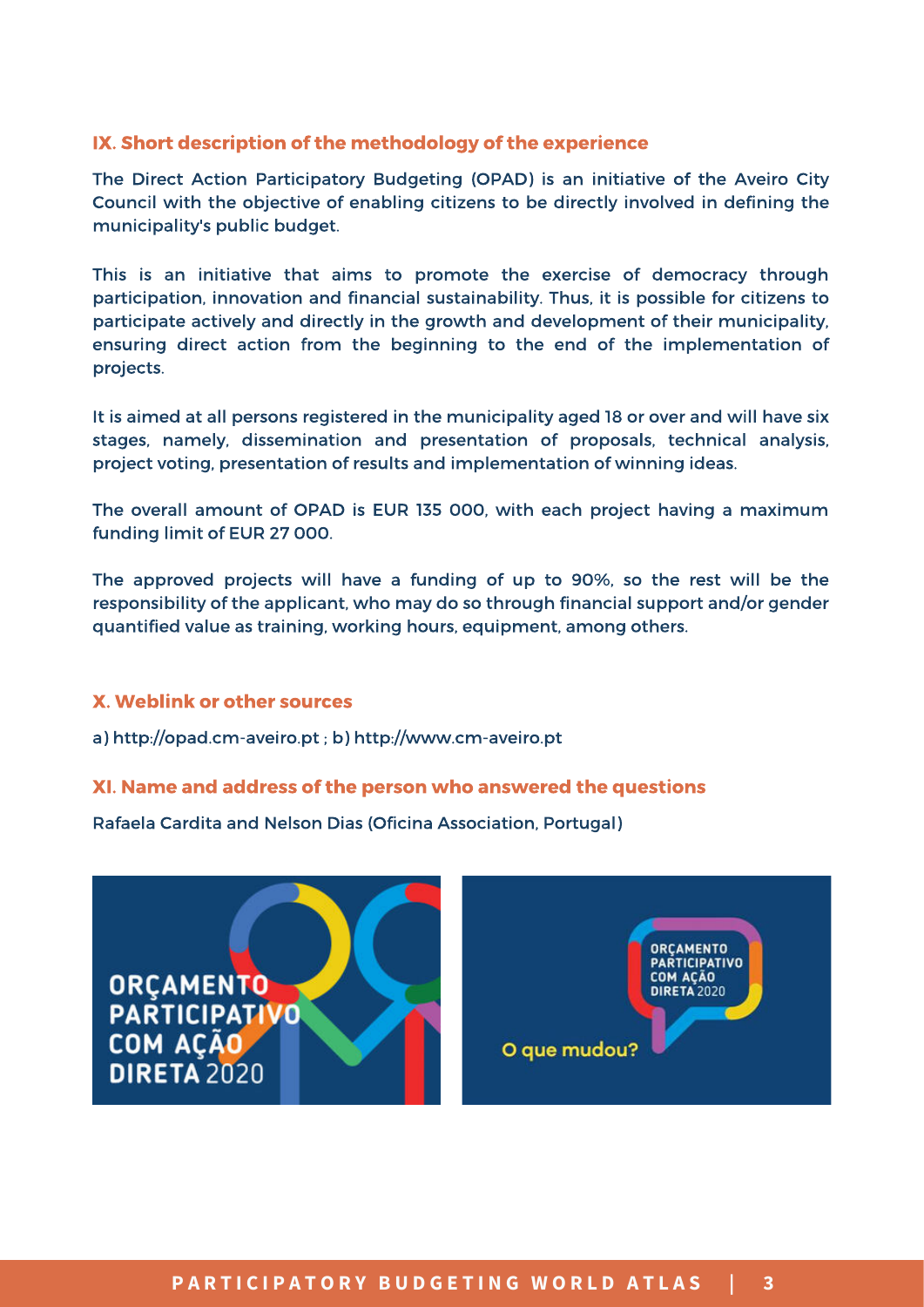## IX. Short description of the methodology of the experience

The Direct Action Participatory Budgeting (OPAD) is an initiative of the Aveiro City Council with the objective of enabling citizens to be directly involved in defining the municipality's public budget.

This is an initiative that aims to promote the exercise of democracy through participation, innovation and financial sustainability. Thus, it is possible for citizens to participate actively and directly in the growth and development of their municipality, ensuring direct action from the beginning to the end of the implementation of projects.

It is aimed at all persons registered in the municipality aged 18 or over and will have six stages, namely, dissemination and presentation of proposals, technical analysis, project voting, presentation of results and implementation of winning ideas.

The overall amount of OPAD is EUR 135 000, with each project having a maximum funding limit of EUR 27 000.

The approved projects will have a funding of up to 90%, so the rest will be the responsibility of the applicant, who may do so through financial support and/or gender quantified value as training, working hours, equipment, among others.

## X. Weblink or other sources

a) http://opad.cm-aveiro.pt ; b) http://www.cm-aveiro.pt

## XI. Name and address of the person who answered the questions

Rafaela Cardita and Nelson Dias (Oficina Association, Portugal)